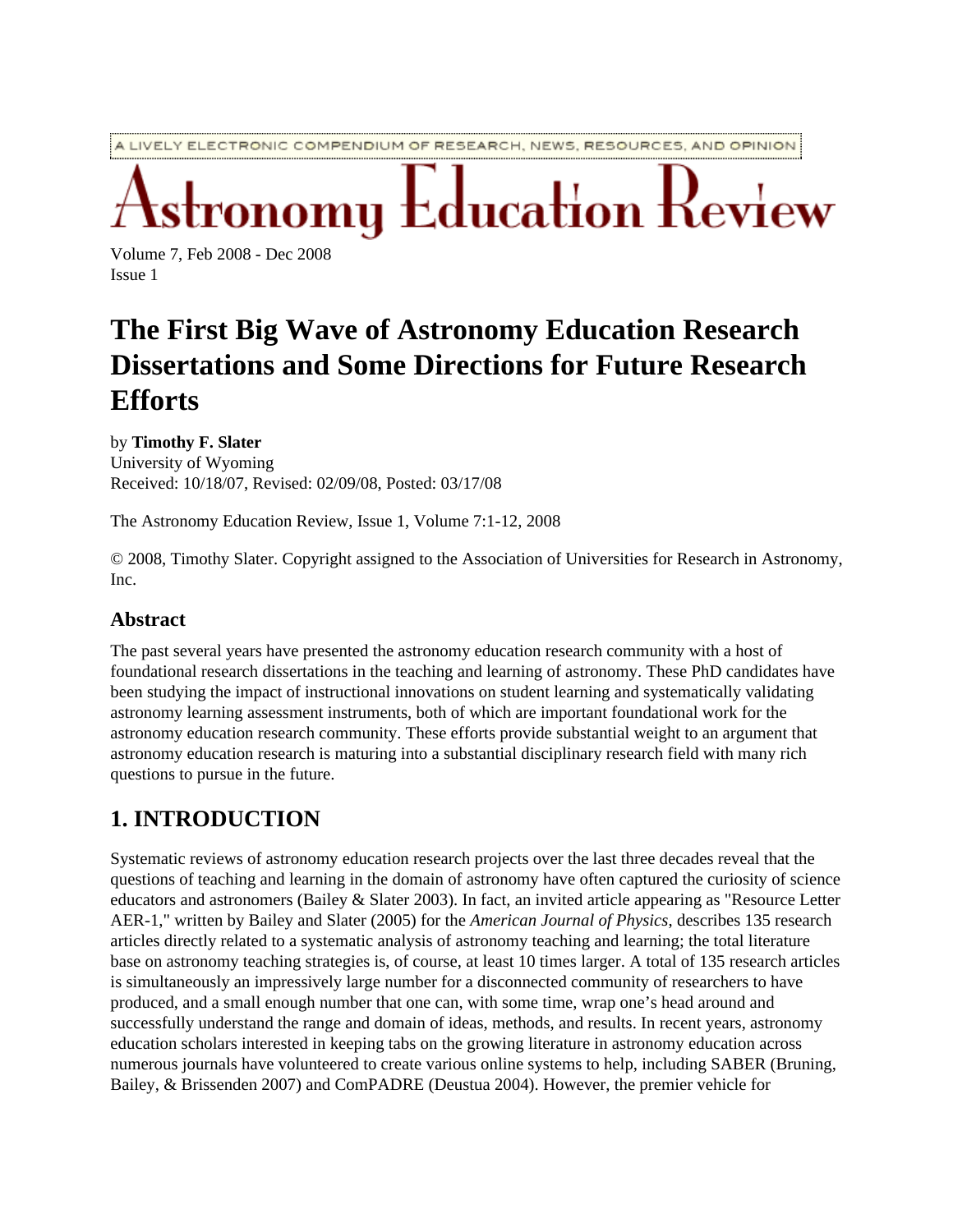A LIVELY ELECTRONIC COMPENDIUM OF RESEARCH, NEWS, RESOURCES, AND OPINION

# Astronomy Education Review

Volume 7, Feb 2008 - Dec 2008
Issue 1

# The First Big Wave of Astronomy Education Research Dissertations and Some Directions for Future Research Efforts

by **Timothy F. Slater**
University of Wyoming
Received: 10/18/07, Revised: 02/09/08, Posted: 03/17/08

The Astronomy Education Review, Issue 1, Volume 7:1-12, 2008

© 2008, Timothy Slater. Copyright assigned to the Association of Universities for Research in Astronomy, Inc.

## Abstract

The past several years have presented the astronomy education research community with a host of foundational research dissertations in the teaching and learning of astronomy. These PhD candidates have been studying the impact of instructional innovations on student learning and systematically validating astronomy learning assessment instruments, both of which are important foundational work for the astronomy education research community. These efforts provide substantial weight to an argument that astronomy education research is maturing into a substantial disciplinary research field with many rich questions to pursue in the future.

## 1. INTRODUCTION

Systematic reviews of astronomy education research projects over the last three decades reveal that the questions of teaching and learning in the domain of astronomy have often captured the curiosity of science educators and astronomers (Bailey & Slater 2003). In fact, an invited article appearing as "Resource Letter AER-1," written by Bailey and Slater (2005) for the *American Journal of Physics*, describes 135 research articles directly related to a systematic analysis of astronomy teaching and learning; the total literature base on astronomy teaching strategies is, of course, at least 10 times larger. A total of 135 research articles is simultaneously an impressively large number for a disconnected community of researchers to have produced, and a small enough number that one can, with some time, wrap one's head around and successfully understand the range and domain of ideas, methods, and results. In recent years, astronomy education scholars interested in keeping tabs on the growing literature in astronomy education across numerous journals have volunteered to create various online systems to help, including SABER (Bruning, Bailey, & Brissenden 2007) and ComPADRE (Deustua 2004). However, the premier vehicle for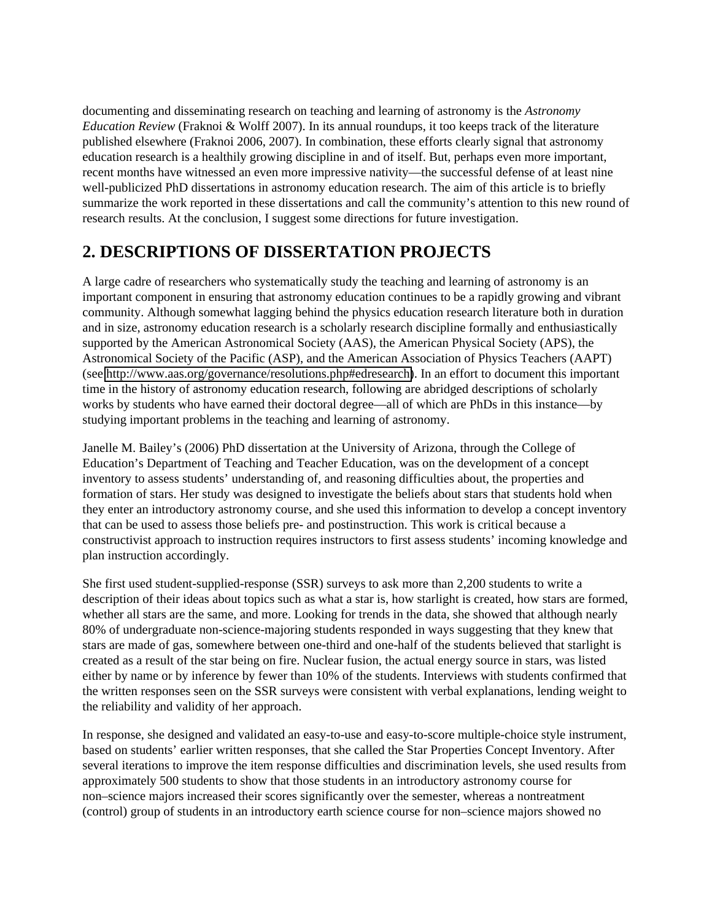documenting and disseminating research on teaching and learning of astronomy is the *Astronomy Education Review* (Fraknoi & Wolff 2007). In its annual roundups, it too keeps track of the literature published elsewhere (Fraknoi 2006, 2007). In combination, these efforts clearly signal that astronomy education research is a healthily growing discipline in and of itself. But, perhaps even more important, recent months have witnessed an even more impressive nativity—the successful defense of at least nine well-publicized PhD dissertations in astronomy education research. The aim of this article is to briefly summarize the work reported in these dissertations and call the community's attention to this new round of research results. At the conclusion, I suggest some directions for future investigation.

## 2. DESCRIPTIONS OF DISSERTATION PROJECTS

A large cadre of researchers who systematically study the teaching and learning of astronomy is an important component in ensuring that astronomy education continues to be a rapidly growing and vibrant community. Although somewhat lagging behind the physics education research literature both in duration and in size, astronomy education research is a scholarly research discipline formally and enthusiastically supported by the American Astronomical Society (AAS), the American Physical Society (APS), the Astronomical Society of the Pacific (ASP), and the American Association of Physics Teachers (AAPT) (see http://www.aas.org/governance/resolutions.php#edresearch). In an effort to document this important time in the history of astronomy education research, following are abridged descriptions of scholarly works by students who have earned their doctoral degree—all of which are PhDs in this instance—by studying important problems in the teaching and learning of astronomy.

Janelle M. Bailey's (2006) PhD dissertation at the University of Arizona, through the College of Education's Department of Teaching and Teacher Education, was on the development of a concept inventory to assess students' understanding of, and reasoning difficulties about, the properties and formation of stars. Her study was designed to investigate the beliefs about stars that students hold when they enter an introductory astronomy course, and she used this information to develop a concept inventory that can be used to assess those beliefs pre- and postinstruction. This work is critical because a constructivist approach to instruction requires instructors to first assess students' incoming knowledge and plan instruction accordingly.

She first used student-supplied-response (SSR) surveys to ask more than 2,200 students to write a description of their ideas about topics such as what a star is, how starlight is created, how stars are formed, whether all stars are the same, and more. Looking for trends in the data, she showed that although nearly 80% of undergraduate non-science-majoring students responded in ways suggesting that they knew that stars are made of gas, somewhere between one-third and one-half of the students believed that starlight is created as a result of the star being on fire. Nuclear fusion, the actual energy source in stars, was listed either by name or by inference by fewer than 10% of the students. Interviews with students confirmed that the written responses seen on the SSR surveys were consistent with verbal explanations, lending weight to the reliability and validity of her approach.

In response, she designed and validated an easy-to-use and easy-to-score multiple-choice style instrument, based on students' earlier written responses, that she called the Star Properties Concept Inventory. After several iterations to improve the item response difficulties and discrimination levels, she used results from approximately 500 students to show that those students in an introductory astronomy course for non–science majors increased their scores significantly over the semester, whereas a nontreatment (control) group of students in an introductory earth science course for non–science majors showed no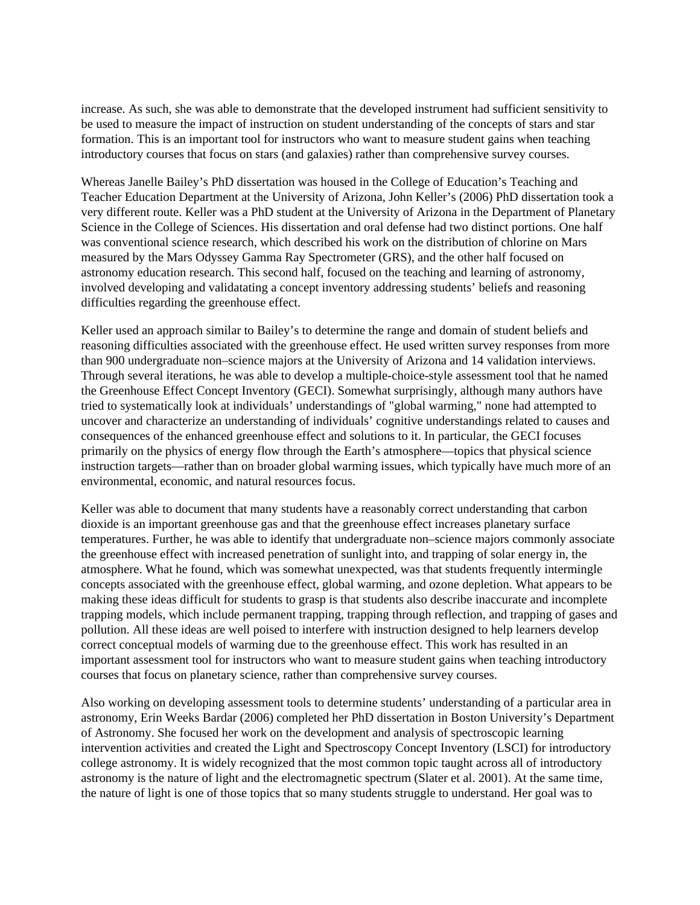increase. As such, she was able to demonstrate that the developed instrument had sufficient sensitivity to be used to measure the impact of instruction on student understanding of the concepts of stars and star formation. This is an important tool for instructors who want to measure student gains when teaching introductory courses that focus on stars (and galaxies) rather than comprehensive survey courses.

Whereas Janelle Bailey's PhD dissertation was housed in the College of Education's Teaching and Teacher Education Department at the University of Arizona, John Keller's (2006) PhD dissertation took a very different route. Keller was a PhD student at the University of Arizona in the Department of Planetary Science in the College of Sciences. His dissertation and oral defense had two distinct portions. One half was conventional science research, which described his work on the distribution of chlorine on Mars measured by the Mars Odyssey Gamma Ray Spectrometer (GRS), and the other half focused on astronomy education research. This second half, focused on the teaching and learning of astronomy, involved developing and validatating a concept inventory addressing students' beliefs and reasoning difficulties regarding the greenhouse effect.

Keller used an approach similar to Bailey's to determine the range and domain of student beliefs and reasoning difficulties associated with the greenhouse effect. He used written survey responses from more than 900 undergraduate non–science majors at the University of Arizona and 14 validation interviews. Through several iterations, he was able to develop a multiple-choice-style assessment tool that he named the Greenhouse Effect Concept Inventory (GECI). Somewhat surprisingly, although many authors have tried to systematically look at individuals' understandings of "global warming," none had attempted to uncover and characterize an understanding of individuals' cognitive understandings related to causes and consequences of the enhanced greenhouse effect and solutions to it. In particular, the GECI focuses primarily on the physics of energy flow through the Earth's atmosphere—topics that physical science instruction targets—rather than on broader global warming issues, which typically have much more of an environmental, economic, and natural resources focus.

Keller was able to document that many students have a reasonably correct understanding that carbon dioxide is an important greenhouse gas and that the greenhouse effect increases planetary surface temperatures. Further, he was able to identify that undergraduate non–science majors commonly associate the greenhouse effect with increased penetration of sunlight into, and trapping of solar energy in, the atmosphere. What he found, which was somewhat unexpected, was that students frequently intermingle concepts associated with the greenhouse effect, global warming, and ozone depletion. What appears to be making these ideas difficult for students to grasp is that students also describe inaccurate and incomplete trapping models, which include permanent trapping, trapping through reflection, and trapping of gases and pollution. All these ideas are well poised to interfere with instruction designed to help learners develop correct conceptual models of warming due to the greenhouse effect. This work has resulted in an important assessment tool for instructors who want to measure student gains when teaching introductory courses that focus on planetary science, rather than comprehensive survey courses.

Also working on developing assessment tools to determine students' understanding of a particular area in astronomy, Erin Weeks Bardar (2006) completed her PhD dissertation in Boston University's Department of Astronomy. She focused her work on the development and analysis of spectroscopic learning intervention activities and created the Light and Spectroscopy Concept Inventory (LSCI) for introductory college astronomy. It is widely recognized that the most common topic taught across all of introductory astronomy is the nature of light and the electromagnetic spectrum (Slater et al. 2001). At the same time, the nature of light is one of those topics that so many students struggle to understand. Her goal was to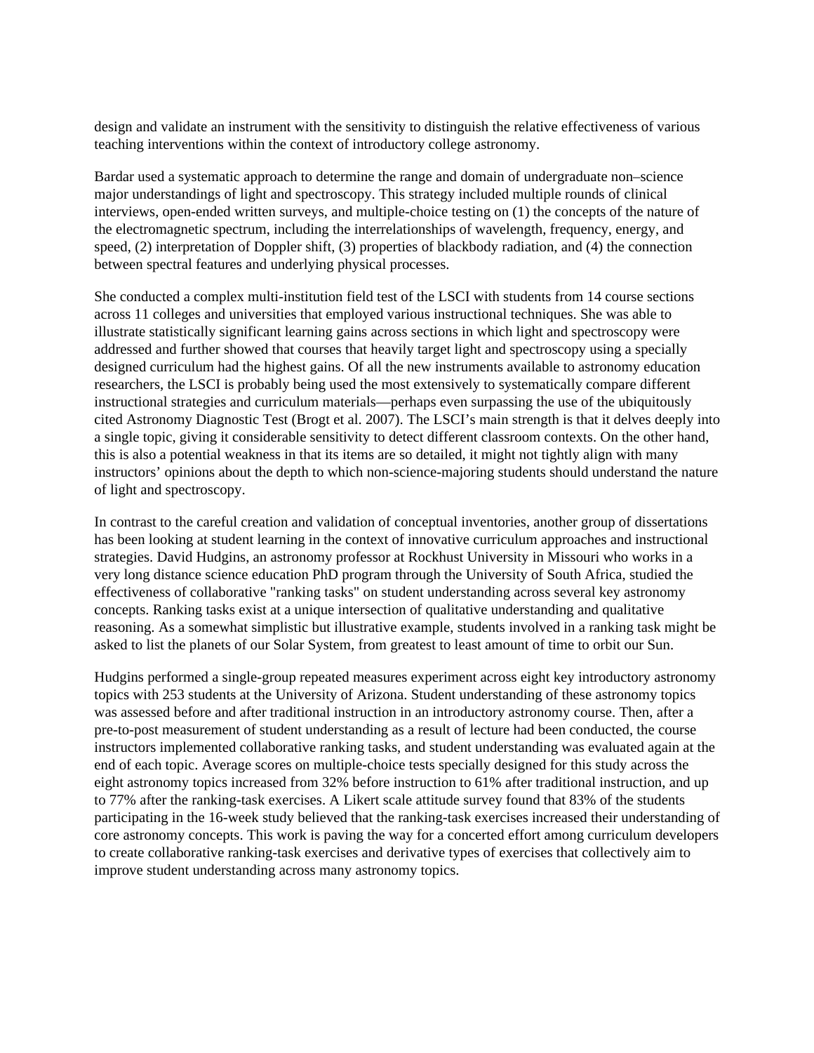design and validate an instrument with the sensitivity to distinguish the relative effectiveness of various teaching interventions within the context of introductory college astronomy.

Bardar used a systematic approach to determine the range and domain of undergraduate non–science major understandings of light and spectroscopy. This strategy included multiple rounds of clinical interviews, open-ended written surveys, and multiple-choice testing on (1) the concepts of the nature of the electromagnetic spectrum, including the interrelationships of wavelength, frequency, energy, and speed, (2) interpretation of Doppler shift, (3) properties of blackbody radiation, and (4) the connection between spectral features and underlying physical processes.

She conducted a complex multi-institution field test of the LSCI with students from 14 course sections across 11 colleges and universities that employed various instructional techniques. She was able to illustrate statistically significant learning gains across sections in which light and spectroscopy were addressed and further showed that courses that heavily target light and spectroscopy using a specially designed curriculum had the highest gains. Of all the new instruments available to astronomy education researchers, the LSCI is probably being used the most extensively to systematically compare different instructional strategies and curriculum materials—perhaps even surpassing the use of the ubiquitously cited Astronomy Diagnostic Test (Brogt et al. 2007). The LSCI's main strength is that it delves deeply into a single topic, giving it considerable sensitivity to detect different classroom contexts. On the other hand, this is also a potential weakness in that its items are so detailed, it might not tightly align with many instructors' opinions about the depth to which non-science-majoring students should understand the nature of light and spectroscopy.

In contrast to the careful creation and validation of conceptual inventories, another group of dissertations has been looking at student learning in the context of innovative curriculum approaches and instructional strategies. David Hudgins, an astronomy professor at Rockhust University in Missouri who works in a very long distance science education PhD program through the University of South Africa, studied the effectiveness of collaborative "ranking tasks" on student understanding across several key astronomy concepts. Ranking tasks exist at a unique intersection of qualitative understanding and qualitative reasoning. As a somewhat simplistic but illustrative example, students involved in a ranking task might be asked to list the planets of our Solar System, from greatest to least amount of time to orbit our Sun.

Hudgins performed a single-group repeated measures experiment across eight key introductory astronomy topics with 253 students at the University of Arizona. Student understanding of these astronomy topics was assessed before and after traditional instruction in an introductory astronomy course. Then, after a pre-to-post measurement of student understanding as a result of lecture had been conducted, the course instructors implemented collaborative ranking tasks, and student understanding was evaluated again at the end of each topic. Average scores on multiple-choice tests specially designed for this study across the eight astronomy topics increased from 32% before instruction to 61% after traditional instruction, and up to 77% after the ranking-task exercises. A Likert scale attitude survey found that 83% of the students participating in the 16-week study believed that the ranking-task exercises increased their understanding of core astronomy concepts. This work is paving the way for a concerted effort among curriculum developers to create collaborative ranking-task exercises and derivative types of exercises that collectively aim to improve student understanding across many astronomy topics.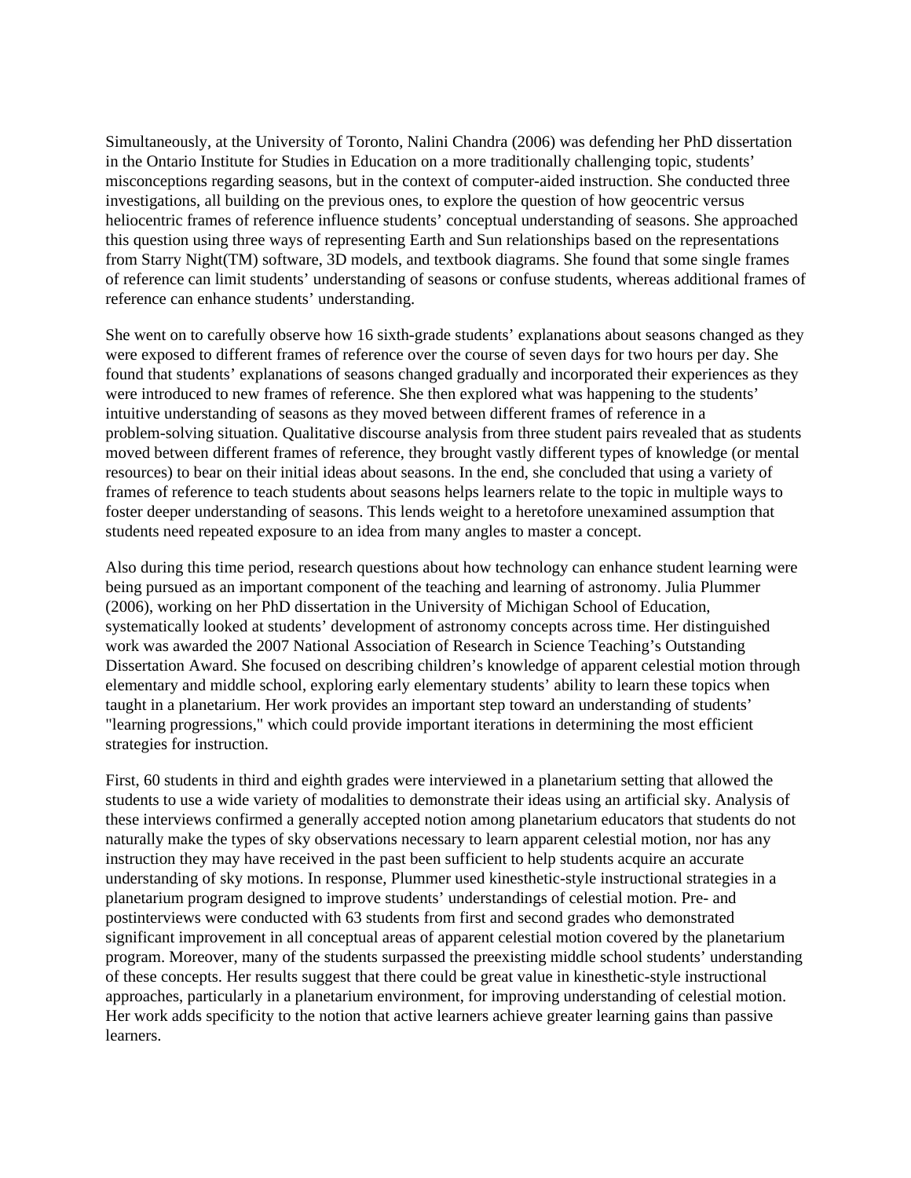Simultaneously, at the University of Toronto, Nalini Chandra (2006) was defending her PhD dissertation in the Ontario Institute for Studies in Education on a more traditionally challenging topic, students' misconceptions regarding seasons, but in the context of computer-aided instruction. She conducted three investigations, all building on the previous ones, to explore the question of how geocentric versus heliocentric frames of reference influence students' conceptual understanding of seasons. She approached this question using three ways of representing Earth and Sun relationships based on the representations from Starry Night(TM) software, 3D models, and textbook diagrams. She found that some single frames of reference can limit students' understanding of seasons or confuse students, whereas additional frames of reference can enhance students' understanding.

She went on to carefully observe how 16 sixth-grade students' explanations about seasons changed as they were exposed to different frames of reference over the course of seven days for two hours per day. She found that students' explanations of seasons changed gradually and incorporated their experiences as they were introduced to new frames of reference. She then explored what was happening to the students' intuitive understanding of seasons as they moved between different frames of reference in a problem-solving situation. Qualitative discourse analysis from three student pairs revealed that as students moved between different frames of reference, they brought vastly different types of knowledge (or mental resources) to bear on their initial ideas about seasons. In the end, she concluded that using a variety of frames of reference to teach students about seasons helps learners relate to the topic in multiple ways to foster deeper understanding of seasons. This lends weight to a heretofore unexamined assumption that students need repeated exposure to an idea from many angles to master a concept.

Also during this time period, research questions about how technology can enhance student learning were being pursued as an important component of the teaching and learning of astronomy. Julia Plummer (2006), working on her PhD dissertation in the University of Michigan School of Education, systematically looked at students' development of astronomy concepts across time. Her distinguished work was awarded the 2007 National Association of Research in Science Teaching's Outstanding Dissertation Award. She focused on describing children's knowledge of apparent celestial motion through elementary and middle school, exploring early elementary students' ability to learn these topics when taught in a planetarium. Her work provides an important step toward an understanding of students' "learning progressions," which could provide important iterations in determining the most efficient strategies for instruction.

First, 60 students in third and eighth grades were interviewed in a planetarium setting that allowed the students to use a wide variety of modalities to demonstrate their ideas using an artificial sky. Analysis of these interviews confirmed a generally accepted notion among planetarium educators that students do not naturally make the types of sky observations necessary to learn apparent celestial motion, nor has any instruction they may have received in the past been sufficient to help students acquire an accurate understanding of sky motions. In response, Plummer used kinesthetic-style instructional strategies in a planetarium program designed to improve students' understandings of celestial motion. Pre- and postinterviews were conducted with 63 students from first and second grades who demonstrated significant improvement in all conceptual areas of apparent celestial motion covered by the planetarium program. Moreover, many of the students surpassed the preexisting middle school students' understanding of these concepts. Her results suggest that there could be great value in kinesthetic-style instructional approaches, particularly in a planetarium environment, for improving understanding of celestial motion. Her work adds specificity to the notion that active learners achieve greater learning gains than passive learners.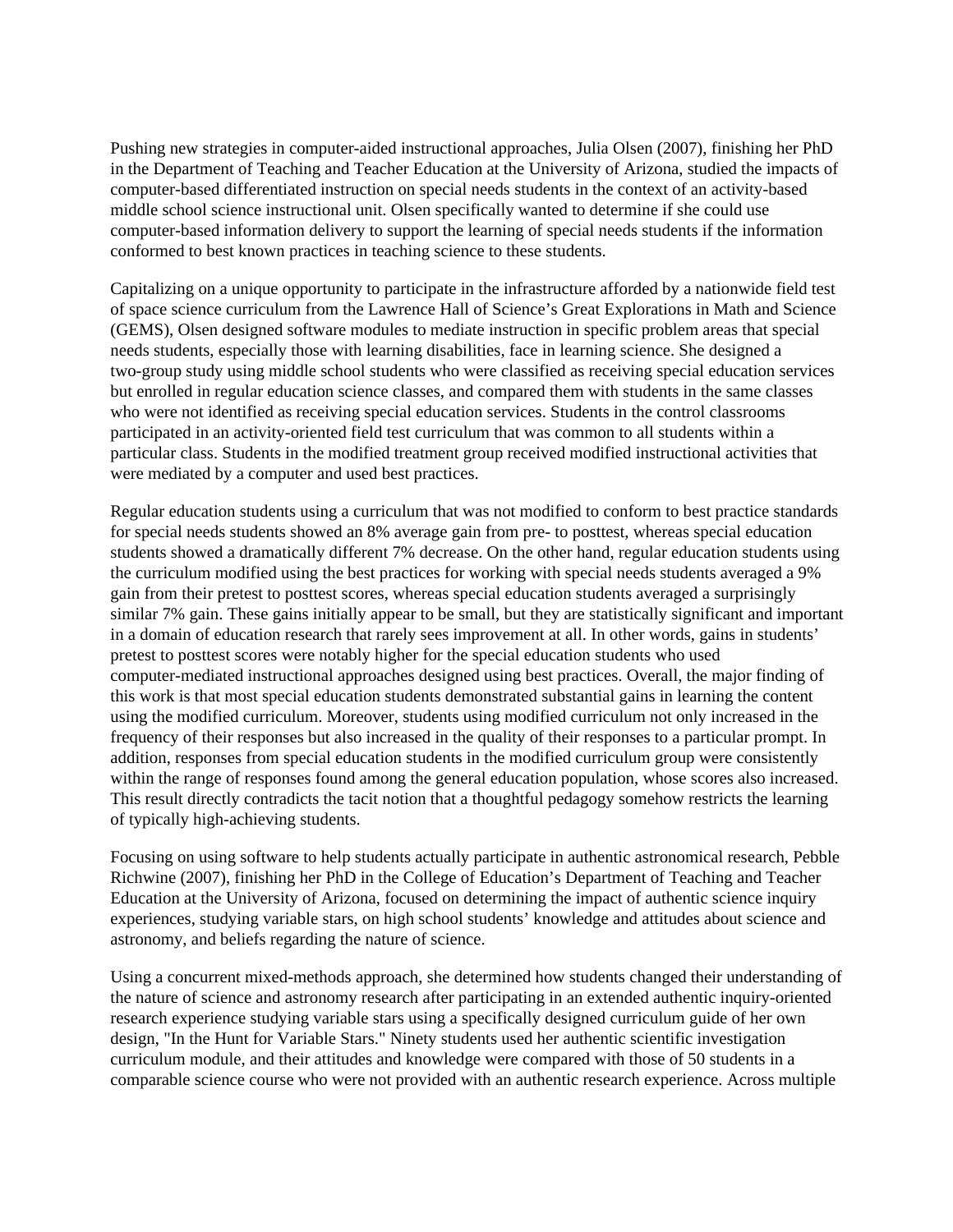Pushing new strategies in computer-aided instructional approaches, Julia Olsen (2007), finishing her PhD in the Department of Teaching and Teacher Education at the University of Arizona, studied the impacts of computer-based differentiated instruction on special needs students in the context of an activity-based middle school science instructional unit. Olsen specifically wanted to determine if she could use computer-based information delivery to support the learning of special needs students if the information conformed to best known practices in teaching science to these students.

Capitalizing on a unique opportunity to participate in the infrastructure afforded by a nationwide field test of space science curriculum from the Lawrence Hall of Science's Great Explorations in Math and Science (GEMS), Olsen designed software modules to mediate instruction in specific problem areas that special needs students, especially those with learning disabilities, face in learning science. She designed a two-group study using middle school students who were classified as receiving special education services but enrolled in regular education science classes, and compared them with students in the same classes who were not identified as receiving special education services. Students in the control classrooms participated in an activity-oriented field test curriculum that was common to all students within a particular class. Students in the modified treatment group received modified instructional activities that were mediated by a computer and used best practices.

Regular education students using a curriculum that was not modified to conform to best practice standards for special needs students showed an 8% average gain from pre- to posttest, whereas special education students showed a dramatically different 7% decrease. On the other hand, regular education students using the curriculum modified using the best practices for working with special needs students averaged a 9% gain from their pretest to posttest scores, whereas special education students averaged a surprisingly similar 7% gain. These gains initially appear to be small, but they are statistically significant and important in a domain of education research that rarely sees improvement at all. In other words, gains in students' pretest to posttest scores were notably higher for the special education students who used computer-mediated instructional approaches designed using best practices. Overall, the major finding of this work is that most special education students demonstrated substantial gains in learning the content using the modified curriculum. Moreover, students using modified curriculum not only increased in the frequency of their responses but also increased in the quality of their responses to a particular prompt. In addition, responses from special education students in the modified curriculum group were consistently within the range of responses found among the general education population, whose scores also increased. This result directly contradicts the tacit notion that a thoughtful pedagogy somehow restricts the learning of typically high-achieving students.

Focusing on using software to help students actually participate in authentic astronomical research, Pebble Richwine (2007), finishing her PhD in the College of Education's Department of Teaching and Teacher Education at the University of Arizona, focused on determining the impact of authentic science inquiry experiences, studying variable stars, on high school students' knowledge and attitudes about science and astronomy, and beliefs regarding the nature of science.

Using a concurrent mixed-methods approach, she determined how students changed their understanding of the nature of science and astronomy research after participating in an extended authentic inquiry-oriented research experience studying variable stars using a specifically designed curriculum guide of her own design, "In the Hunt for Variable Stars." Ninety students used her authentic scientific investigation curriculum module, and their attitudes and knowledge were compared with those of 50 students in a comparable science course who were not provided with an authentic research experience. Across multiple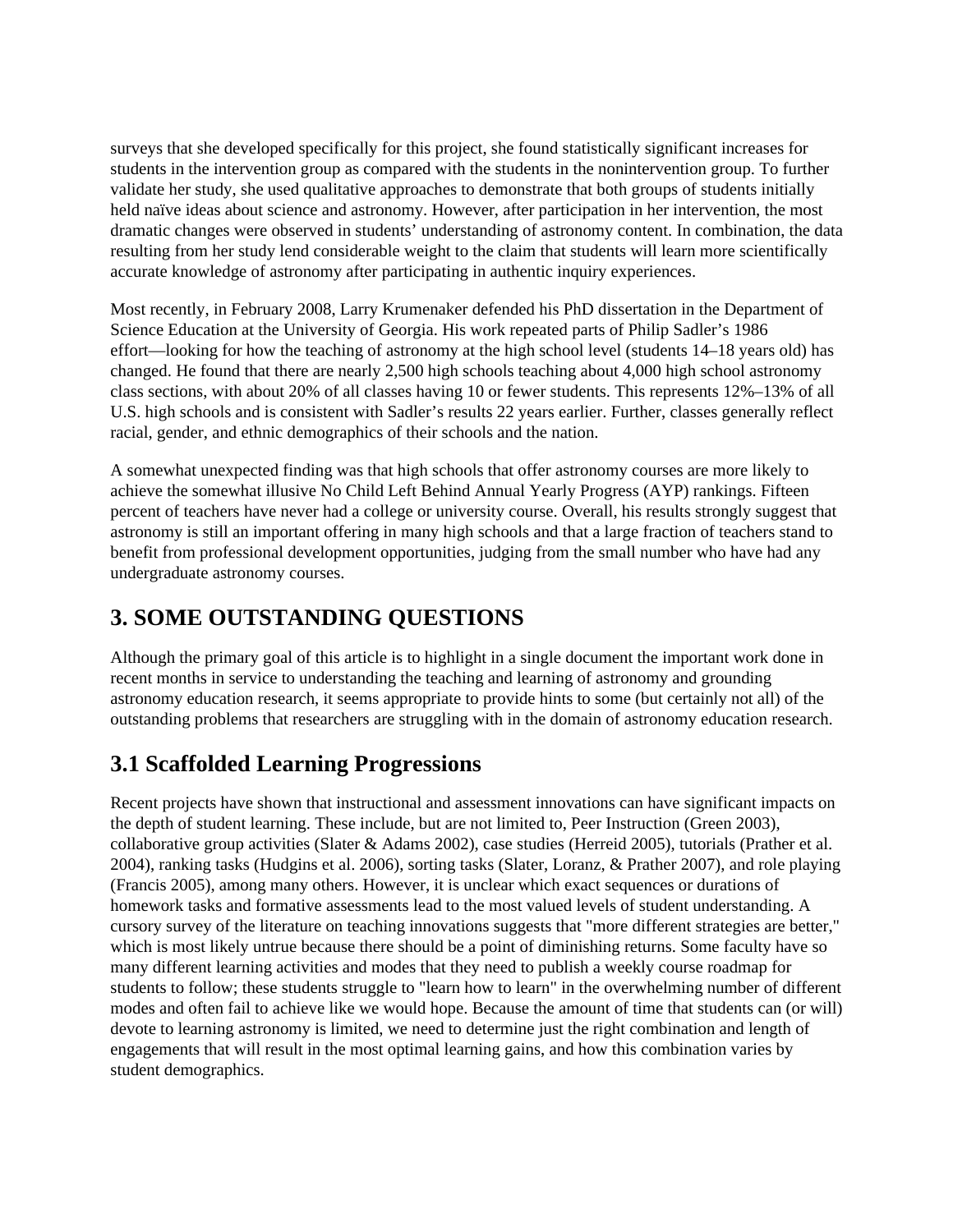surveys that she developed specifically for this project, she found statistically significant increases for students in the intervention group as compared with the students in the nonintervention group. To further validate her study, she used qualitative approaches to demonstrate that both groups of students initially held naïve ideas about science and astronomy. However, after participation in her intervention, the most dramatic changes were observed in students' understanding of astronomy content. In combination, the data resulting from her study lend considerable weight to the claim that students will learn more scientifically accurate knowledge of astronomy after participating in authentic inquiry experiences.

Most recently, in February 2008, Larry Krumenaker defended his PhD dissertation in the Department of Science Education at the University of Georgia. His work repeated parts of Philip Sadler's 1986 effort—looking for how the teaching of astronomy at the high school level (students 14–18 years old) has changed. He found that there are nearly 2,500 high schools teaching about 4,000 high school astronomy class sections, with about 20% of all classes having 10 or fewer students. This represents 12%–13% of all U.S. high schools and is consistent with Sadler's results 22 years earlier. Further, classes generally reflect racial, gender, and ethnic demographics of their schools and the nation.

A somewhat unexpected finding was that high schools that offer astronomy courses are more likely to achieve the somewhat illusive No Child Left Behind Annual Yearly Progress (AYP) rankings. Fifteen percent of teachers have never had a college or university course. Overall, his results strongly suggest that astronomy is still an important offering in many high schools and that a large fraction of teachers stand to benefit from professional development opportunities, judging from the small number who have had any undergraduate astronomy courses.

## 3. SOME OUTSTANDING QUESTIONS

Although the primary goal of this article is to highlight in a single document the important work done in recent months in service to understanding the teaching and learning of astronomy and grounding astronomy education research, it seems appropriate to provide hints to some (but certainly not all) of the outstanding problems that researchers are struggling with in the domain of astronomy education research.

### 3.1 Scaffolded Learning Progressions

Recent projects have shown that instructional and assessment innovations can have significant impacts on the depth of student learning. These include, but are not limited to, Peer Instruction (Green 2003), collaborative group activities (Slater & Adams 2002), case studies (Herreid 2005), tutorials (Prather et al. 2004), ranking tasks (Hudgins et al. 2006), sorting tasks (Slater, Loranz, & Prather 2007), and role playing (Francis 2005), among many others. However, it is unclear which exact sequences or durations of homework tasks and formative assessments lead to the most valued levels of student understanding. A cursory survey of the literature on teaching innovations suggests that "more different strategies are better," which is most likely untrue because there should be a point of diminishing returns. Some faculty have so many different learning activities and modes that they need to publish a weekly course roadmap for students to follow; these students struggle to "learn how to learn" in the overwhelming number of different modes and often fail to achieve like we would hope. Because the amount of time that students can (or will) devote to learning astronomy is limited, we need to determine just the right combination and length of engagements that will result in the most optimal learning gains, and how this combination varies by student demographics.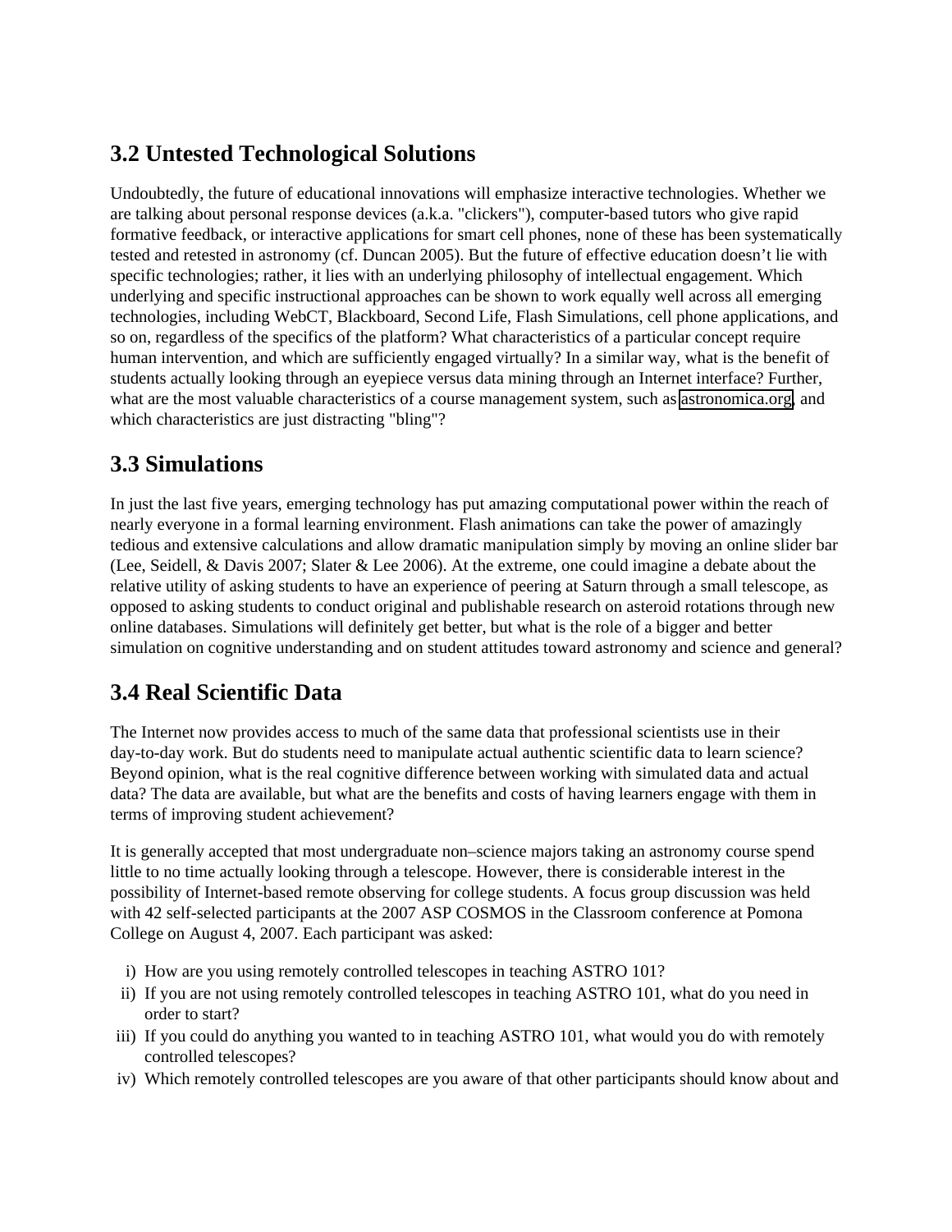## 3.2 Untested Technological Solutions

Undoubtedly, the future of educational innovations will emphasize interactive technologies. Whether we are talking about personal response devices (a.k.a. "clickers"), computer-based tutors who give rapid formative feedback, or interactive applications for smart cell phones, none of these has been systematically tested and retested in astronomy (cf. Duncan 2005). But the future of effective education doesn't lie with specific technologies; rather, it lies with an underlying philosophy of intellectual engagement. Which underlying and specific instructional approaches can be shown to work equally well across all emerging technologies, including WebCT, Blackboard, Second Life, Flash Simulations, cell phone applications, and so on, regardless of the specifics of the platform? What characteristics of a particular concept require human intervention, and which are sufficiently engaged virtually? In a similar way, what is the benefit of students actually looking through an eyepiece versus data mining through an Internet interface? Further, what are the most valuable characteristics of a course management system, such as astronomica.org, and which characteristics are just distracting "bling"?

## 3.3 Simulations

In just the last five years, emerging technology has put amazing computational power within the reach of nearly everyone in a formal learning environment. Flash animations can take the power of amazingly tedious and extensive calculations and allow dramatic manipulation simply by moving an online slider bar (Lee, Seidell, & Davis 2007; Slater & Lee 2006). At the extreme, one could imagine a debate about the relative utility of asking students to have an experience of peering at Saturn through a small telescope, as opposed to asking students to conduct original and publishable research on asteroid rotations through new online databases. Simulations will definitely get better, but what is the role of a bigger and better simulation on cognitive understanding and on student attitudes toward astronomy and science and general?

## 3.4 Real Scientific Data

The Internet now provides access to much of the same data that professional scientists use in their day-to-day work. But do students need to manipulate actual authentic scientific data to learn science? Beyond opinion, what is the real cognitive difference between working with simulated data and actual data? The data are available, but what are the benefits and costs of having learners engage with them in terms of improving student achievement?

It is generally accepted that most undergraduate non–science majors taking an astronomy course spend little to no time actually looking through a telescope. However, there is considerable interest in the possibility of Internet-based remote observing for college students. A focus group discussion was held with 42 self-selected participants at the 2007 ASP COSMOS in the Classroom conference at Pomona College on August 4, 2007. Each participant was asked:

i) How are you using remotely controlled telescopes in teaching ASTRO 101?
ii) If you are not using remotely controlled telescopes in teaching ASTRO 101, what do you need in order to start?
iii) If you could do anything you wanted to in teaching ASTRO 101, what would you do with remotely controlled telescopes?
iv) Which remotely controlled telescopes are you aware of that other participants should know about and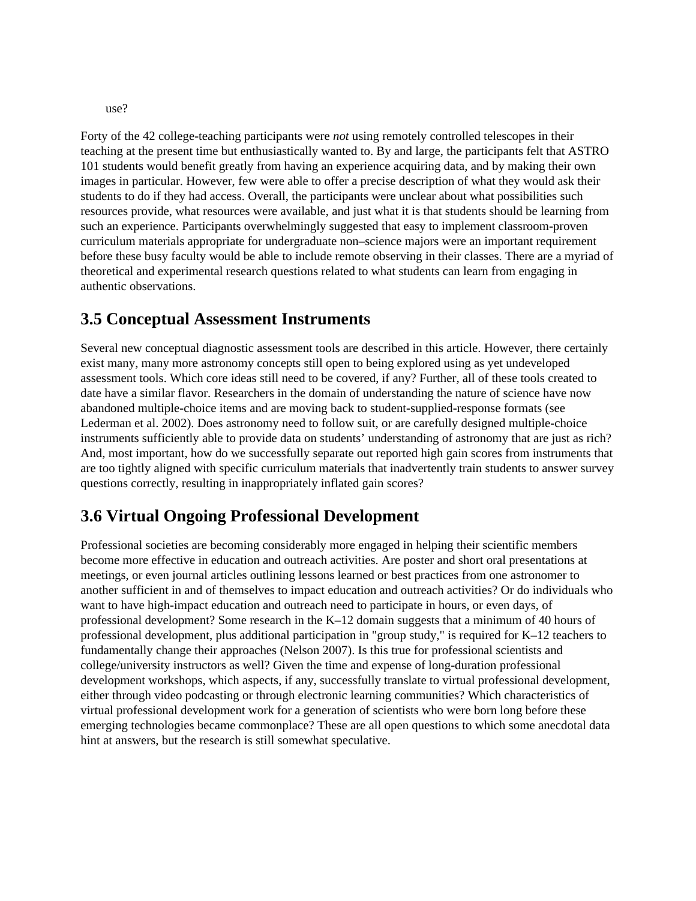use?

Forty of the 42 college-teaching participants were *not* using remotely controlled telescopes in their teaching at the present time but enthusiastically wanted to. By and large, the participants felt that ASTRO 101 students would benefit greatly from having an experience acquiring data, and by making their own images in particular. However, few were able to offer a precise description of what they would ask their students to do if they had access. Overall, the participants were unclear about what possibilities such resources provide, what resources were available, and just what it is that students should be learning from such an experience. Participants overwhelmingly suggested that easy to implement classroom-proven curriculum materials appropriate for undergraduate non–science majors were an important requirement before these busy faculty would be able to include remote observing in their classes. There are a myriad of theoretical and experimental research questions related to what students can learn from engaging in authentic observations.

## 3.5 Conceptual Assessment Instruments

Several new conceptual diagnostic assessment tools are described in this article. However, there certainly exist many, many more astronomy concepts still open to being explored using as yet undeveloped assessment tools. Which core ideas still need to be covered, if any? Further, all of these tools created to date have a similar flavor. Researchers in the domain of understanding the nature of science have now abandoned multiple-choice items and are moving back to student-supplied-response formats (see Lederman et al. 2002). Does astronomy need to follow suit, or are carefully designed multiple-choice instruments sufficiently able to provide data on students' understanding of astronomy that are just as rich? And, most important, how do we successfully separate out reported high gain scores from instruments that are too tightly aligned with specific curriculum materials that inadvertently train students to answer survey questions correctly, resulting in inappropriately inflated gain scores?

## 3.6 Virtual Ongoing Professional Development

Professional societies are becoming considerably more engaged in helping their scientific members become more effective in education and outreach activities. Are poster and short oral presentations at meetings, or even journal articles outlining lessons learned or best practices from one astronomer to another sufficient in and of themselves to impact education and outreach activities? Or do individuals who want to have high-impact education and outreach need to participate in hours, or even days, of professional development? Some research in the K–12 domain suggests that a minimum of 40 hours of professional development, plus additional participation in "group study," is required for K–12 teachers to fundamentally change their approaches (Nelson 2007). Is this true for professional scientists and college/university instructors as well? Given the time and expense of long-duration professional development workshops, which aspects, if any, successfully translate to virtual professional development, either through video podcasting or through electronic learning communities? Which characteristics of virtual professional development work for a generation of scientists who were born long before these emerging technologies became commonplace? These are all open questions to which some anecdotal data hint at answers, but the research is still somewhat speculative.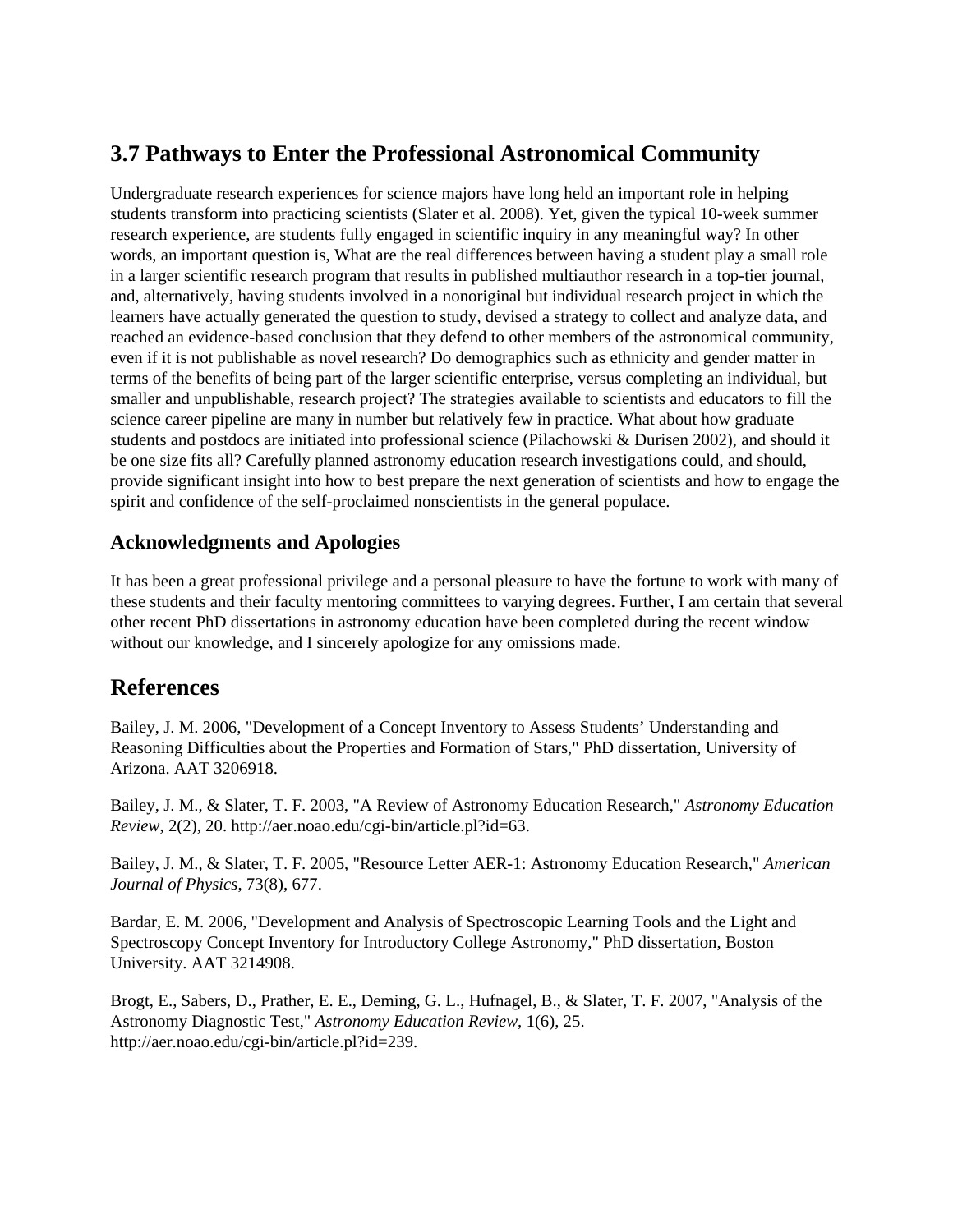## 3.7 Pathways to Enter the Professional Astronomical Community

Undergraduate research experiences for science majors have long held an important role in helping students transform into practicing scientists (Slater et al. 2008). Yet, given the typical 10-week summer research experience, are students fully engaged in scientific inquiry in any meaningful way? In other words, an important question is, What are the real differences between having a student play a small role in a larger scientific research program that results in published multiauthor research in a top-tier journal, and, alternatively, having students involved in a nonoriginal but individual research project in which the learners have actually generated the question to study, devised a strategy to collect and analyze data, and reached an evidence-based conclusion that they defend to other members of the astronomical community, even if it is not publishable as novel research? Do demographics such as ethnicity and gender matter in terms of the benefits of being part of the larger scientific enterprise, versus completing an individual, but smaller and unpublishable, research project? The strategies available to scientists and educators to fill the science career pipeline are many in number but relatively few in practice. What about how graduate students and postdocs are initiated into professional science (Pilachowski & Durisen 2002), and should it be one size fits all? Carefully planned astronomy education research investigations could, and should, provide significant insight into how to best prepare the next generation of scientists and how to engage the spirit and confidence of the self-proclaimed nonscientists in the general populace.

### Acknowledgments and Apologies

It has been a great professional privilege and a personal pleasure to have the fortune to work with many of these students and their faculty mentoring committees to varying degrees. Further, I am certain that several other recent PhD dissertations in astronomy education have been completed during the recent window without our knowledge, and I sincerely apologize for any omissions made.

## References

Bailey, J. M. 2006, "Development of a Concept Inventory to Assess Students' Understanding and Reasoning Difficulties about the Properties and Formation of Stars," PhD dissertation, University of Arizona. AAT 3206918.

Bailey, J. M., & Slater, T. F. 2003, "A Review of Astronomy Education Research," *Astronomy Education Review*, 2(2), 20. http://aer.noao.edu/cgi-bin/article.pl?id=63.

Bailey, J. M., & Slater, T. F. 2005, "Resource Letter AER-1: Astronomy Education Research," *American Journal of Physics*, 73(8), 677.

Bardar, E. M. 2006, "Development and Analysis of Spectroscopic Learning Tools and the Light and Spectroscopy Concept Inventory for Introductory College Astronomy," PhD dissertation, Boston University. AAT 3214908.

Brogt, E., Sabers, D., Prather, E. E., Deming, G. L., Hufnagel, B., & Slater, T. F. 2007, "Analysis of the Astronomy Diagnostic Test," *Astronomy Education Review*, 1(6), 25. http://aer.noao.edu/cgi-bin/article.pl?id=239.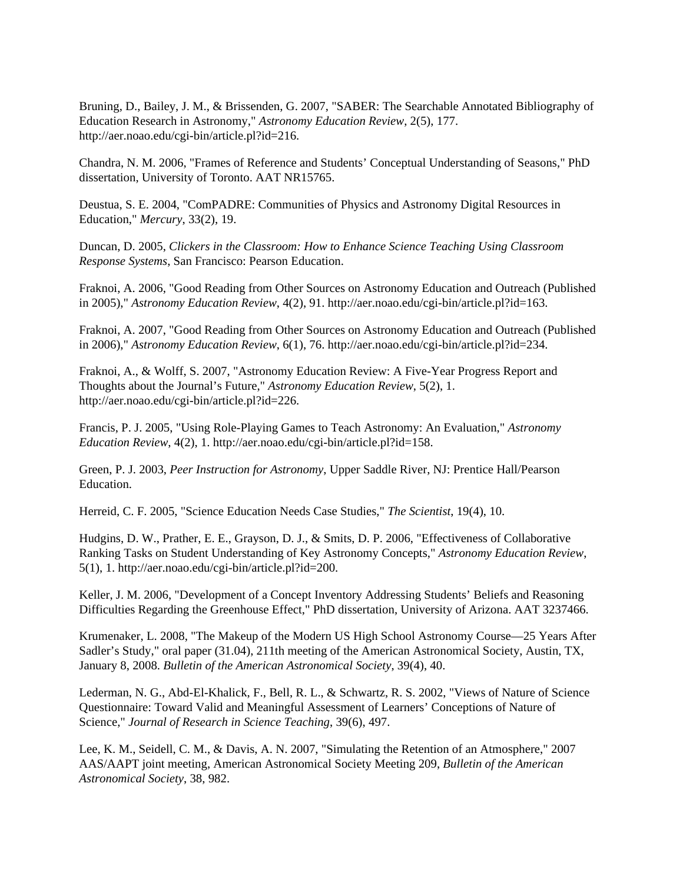Bruning, D., Bailey, J. M., & Brissenden, G. 2007, "SABER: The Searchable Annotated Bibliography of Education Research in Astronomy," *Astronomy Education Review*, 2(5), 177. http://aer.noao.edu/cgi-bin/article.pl?id=216.

Chandra, N. M. 2006, "Frames of Reference and Students' Conceptual Understanding of Seasons," PhD dissertation, University of Toronto. AAT NR15765.

Deustua, S. E. 2004, "ComPADRE: Communities of Physics and Astronomy Digital Resources in Education," *Mercury*, 33(2), 19.

Duncan, D. 2005, *Clickers in the Classroom: How to Enhance Science Teaching Using Classroom Response Systems*, San Francisco: Pearson Education.

Fraknoi, A. 2006, "Good Reading from Other Sources on Astronomy Education and Outreach (Published in 2005)," *Astronomy Education Review*, 4(2), 91. http://aer.noao.edu/cgi-bin/article.pl?id=163.

Fraknoi, A. 2007, "Good Reading from Other Sources on Astronomy Education and Outreach (Published in 2006)," *Astronomy Education Review*, 6(1), 76. http://aer.noao.edu/cgi-bin/article.pl?id=234.

Fraknoi, A., & Wolff, S. 2007, "Astronomy Education Review: A Five-Year Progress Report and Thoughts about the Journal's Future," *Astronomy Education Review*, 5(2), 1. http://aer.noao.edu/cgi-bin/article.pl?id=226.

Francis, P. J. 2005, "Using Role-Playing Games to Teach Astronomy: An Evaluation," *Astronomy Education Review*, 4(2), 1. http://aer.noao.edu/cgi-bin/article.pl?id=158.

Green, P. J. 2003, *Peer Instruction for Astronomy*, Upper Saddle River, NJ: Prentice Hall/Pearson Education.

Herreid, C. F. 2005, "Science Education Needs Case Studies," *The Scientist*, 19(4), 10.

Hudgins, D. W., Prather, E. E., Grayson, D. J., & Smits, D. P. 2006, "Effectiveness of Collaborative Ranking Tasks on Student Understanding of Key Astronomy Concepts," *Astronomy Education Review*, 5(1), 1. http://aer.noao.edu/cgi-bin/article.pl?id=200.

Keller, J. M. 2006, "Development of a Concept Inventory Addressing Students' Beliefs and Reasoning Difficulties Regarding the Greenhouse Effect," PhD dissertation, University of Arizona. AAT 3237466.

Krumenaker, L. 2008, "The Makeup of the Modern US High School Astronomy Course—25 Years After Sadler's Study," oral paper (31.04), 211th meeting of the American Astronomical Society, Austin, TX, January 8, 2008. *Bulletin of the American Astronomical Society*, 39(4), 40.

Lederman, N. G., Abd-El-Khalick, F., Bell, R. L., & Schwartz, R. S. 2002, "Views of Nature of Science Questionnaire: Toward Valid and Meaningful Assessment of Learners' Conceptions of Nature of Science," *Journal of Research in Science Teaching*, 39(6), 497.

Lee, K. M., Seidell, C. M., & Davis, A. N. 2007, "Simulating the Retention of an Atmosphere," 2007 AAS/AAPT joint meeting, American Astronomical Society Meeting 209, *Bulletin of the American Astronomical Society*, 38, 982.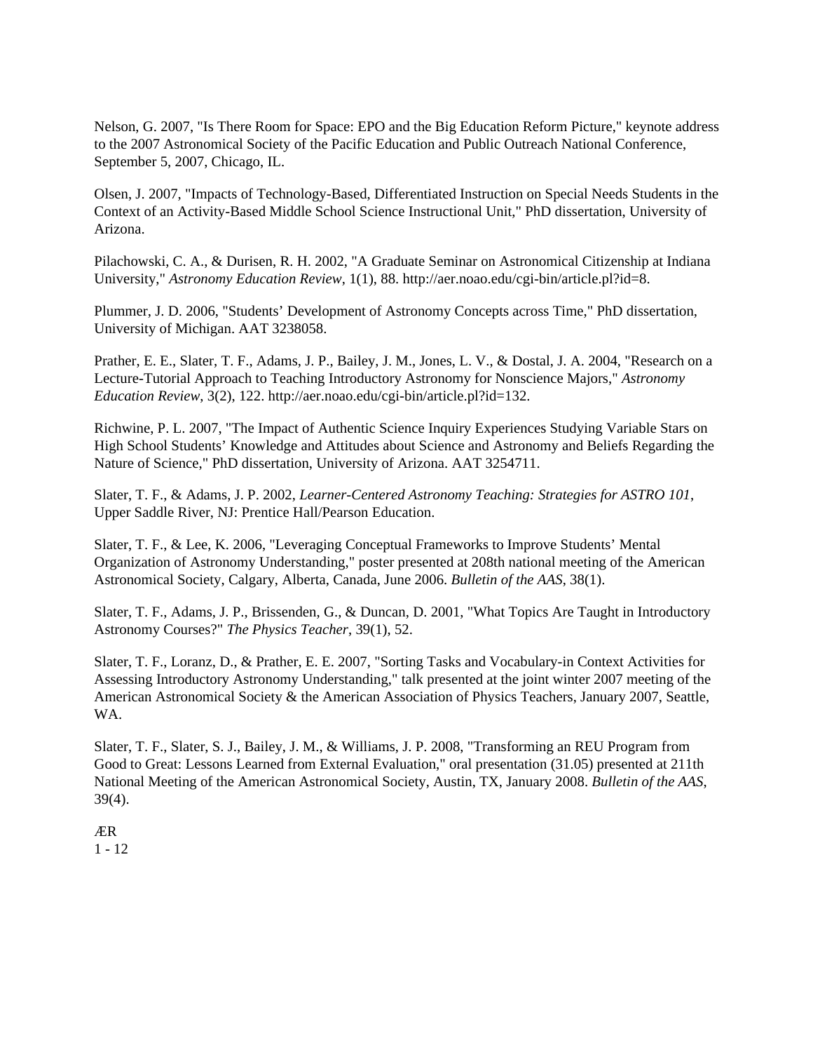Nelson, G. 2007, "Is There Room for Space: EPO and the Big Education Reform Picture," keynote address to the 2007 Astronomical Society of the Pacific Education and Public Outreach National Conference, September 5, 2007, Chicago, IL.

Olsen, J. 2007, "Impacts of Technology-Based, Differentiated Instruction on Special Needs Students in the Context of an Activity-Based Middle School Science Instructional Unit," PhD dissertation, University of Arizona.

Pilachowski, C. A., & Durisen, R. H. 2002, "A Graduate Seminar on Astronomical Citizenship at Indiana University," *Astronomy Education Review*, 1(1), 88. http://aer.noao.edu/cgi-bin/article.pl?id=8.

Plummer, J. D. 2006, "Students' Development of Astronomy Concepts across Time," PhD dissertation, University of Michigan. AAT 3238058.

Prather, E. E., Slater, T. F., Adams, J. P., Bailey, J. M., Jones, L. V., & Dostal, J. A. 2004, "Research on a Lecture-Tutorial Approach to Teaching Introductory Astronomy for Nonscience Majors," *Astronomy Education Review*, 3(2), 122. http://aer.noao.edu/cgi-bin/article.pl?id=132.

Richwine, P. L. 2007, "The Impact of Authentic Science Inquiry Experiences Studying Variable Stars on High School Students' Knowledge and Attitudes about Science and Astronomy and Beliefs Regarding the Nature of Science," PhD dissertation, University of Arizona. AAT 3254711.

Slater, T. F., & Adams, J. P. 2002, *Learner-Centered Astronomy Teaching: Strategies for ASTRO 101*, Upper Saddle River, NJ: Prentice Hall/Pearson Education.

Slater, T. F., & Lee, K. 2006, "Leveraging Conceptual Frameworks to Improve Students' Mental Organization of Astronomy Understanding," poster presented at 208th national meeting of the American Astronomical Society, Calgary, Alberta, Canada, June 2006. *Bulletin of the AAS*, 38(1).

Slater, T. F., Adams, J. P., Brissenden, G., & Duncan, D. 2001, "What Topics Are Taught in Introductory Astronomy Courses?" *The Physics Teacher*, 39(1), 52.

Slater, T. F., Loranz, D., & Prather, E. E. 2007, "Sorting Tasks and Vocabulary-in Context Activities for Assessing Introductory Astronomy Understanding," talk presented at the joint winter 2007 meeting of the American Astronomical Society & the American Association of Physics Teachers, January 2007, Seattle, WA.

Slater, T. F., Slater, S. J., Bailey, J. M., & Williams, J. P. 2008, "Transforming an REU Program from Good to Great: Lessons Learned from External Evaluation," oral presentation (31.05) presented at 211th National Meeting of the American Astronomical Society, Austin, TX, January 2008. *Bulletin of the AAS*, 39(4).